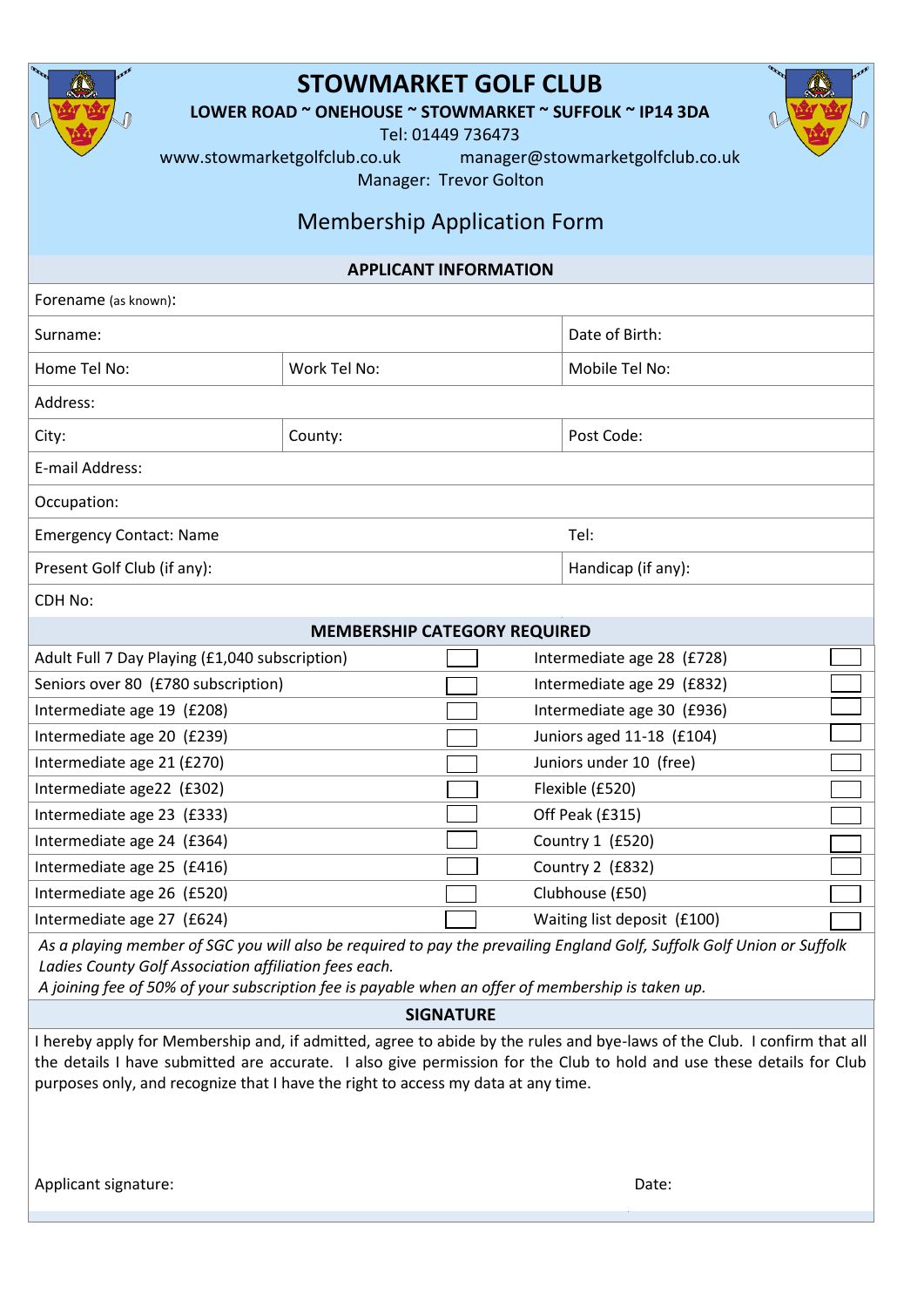# STOWMARKET GOLF CLUB

**LOWER ROAD ~ ONEHOUSE ~ STOWMARKET ~ SUFFOLK ~ IP14 3DA**

Tel: 01449 736473

www.stowmarketgolfclub.co.uk manager@stowmarketgolfclub.co.uk

Manager: Trevor Golton

## Membership Application Form

### APPLICANT INFORMATION

| | | |
|---|---|---|
| Forename (as known): | | |
| Surname: | | Date of Birth: |
| Home Tel No: | Work Tel No: | Mobile Tel No: |
| Address: | | |
| City: | County: | Post Code: |
| E-mail Address: | | |
| Occupation: | | |
| Emergency Contact: Name | | Tel: |
| Present Golf Club (if any): | | Handicap (if any): |
| CDH No: | | |

### MEMBERSHIP CATEGORY REQUIRED

| | | | |
|---|---|---|---|
| Adult Full 7 Day Playing (£1,040 subscription) | ☐ | Intermediate age 28 (£728) | ☐ |
| Seniors over 80 (£780 subscription) | ☐ | Intermediate age 29 (£832) | ☐ |
| Intermediate age 19 (£208) | ☐ | Intermediate age 30 (£936) | ☐ |
| Intermediate age 20 (£239) | ☐ | Juniors aged 11-18 (£104) | ☐ |
| Intermediate age 21 (£270) | ☐ | Juniors under 10 (free) | ☐ |
| Intermediate age22 (£302) | ☐ | Flexible (£520) | ☐ |
| Intermediate age 23 (£333) | ☐ | Off Peak (£315) | ☐ |
| Intermediate age 24 (£364) | ☐ | Country 1 (£520) | ☐ |
| Intermediate age 25 (£416) | ☐ | Country 2 (£832) | ☐ |
| Intermediate age 26 (£520) | ☐ | Clubhouse (£50) | ☐ |
| Intermediate age 27 (£624) | ☐ | Waiting list deposit (£100) | ☐ |

*As a playing member of SGC you will also be required to pay the prevailing England Golf, Suffolk Golf Union or Suffolk Ladies County Golf Association affiliation fees each.*

*A joining fee of 50% of your subscription fee is payable when an offer of membership is taken up.*

### SIGNATURE

I hereby apply for Membership and, if admitted, agree to abide by the rules and bye-laws of the Club. I confirm that all the details I have submitted are accurate. I also give permission for the Club to hold and use these details for Club purposes only, and recognize that I have the right to access my data at any time.

Applicant signature: Date: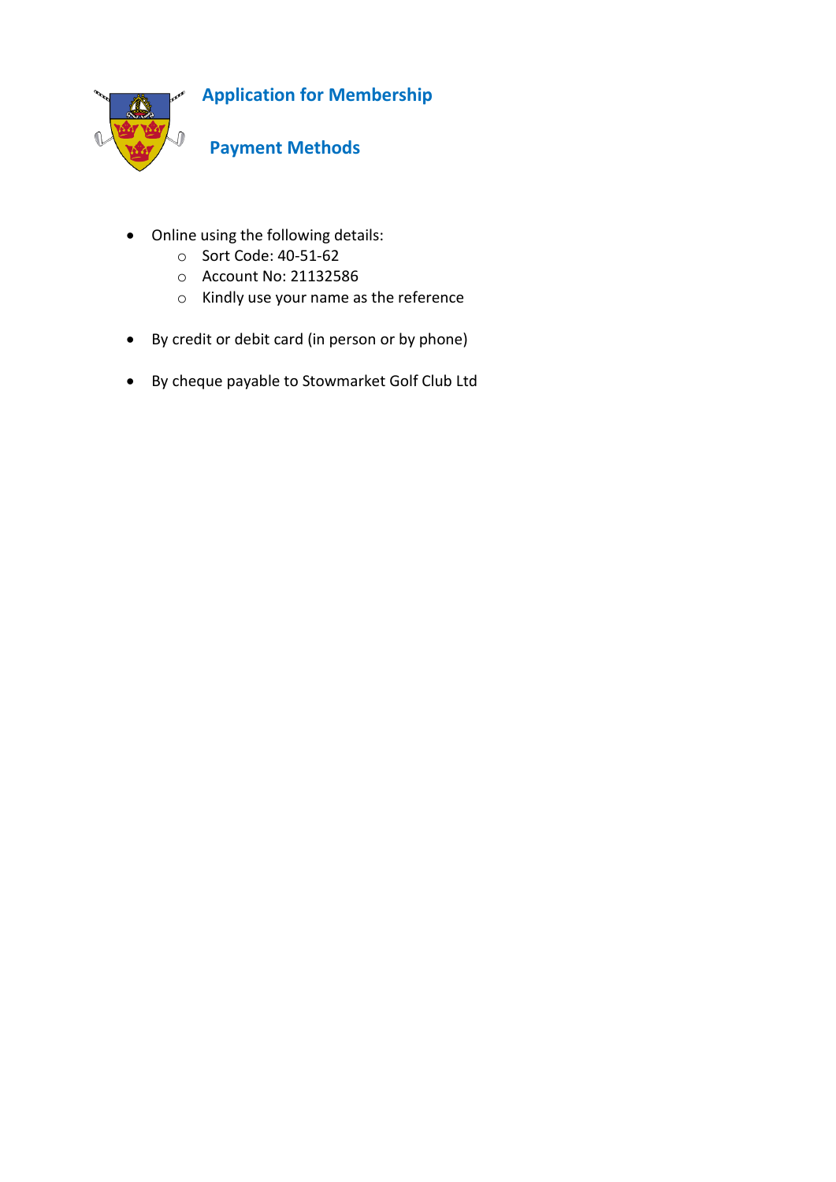# Application for Membership

## Payment Methods

- Online using the following details:
  - Sort Code: 40-51-62
  - Account No: 21132586
  - Kindly use your name as the reference

- By credit or debit card (in person or by phone)

- By cheque payable to Stowmarket Golf Club Ltd